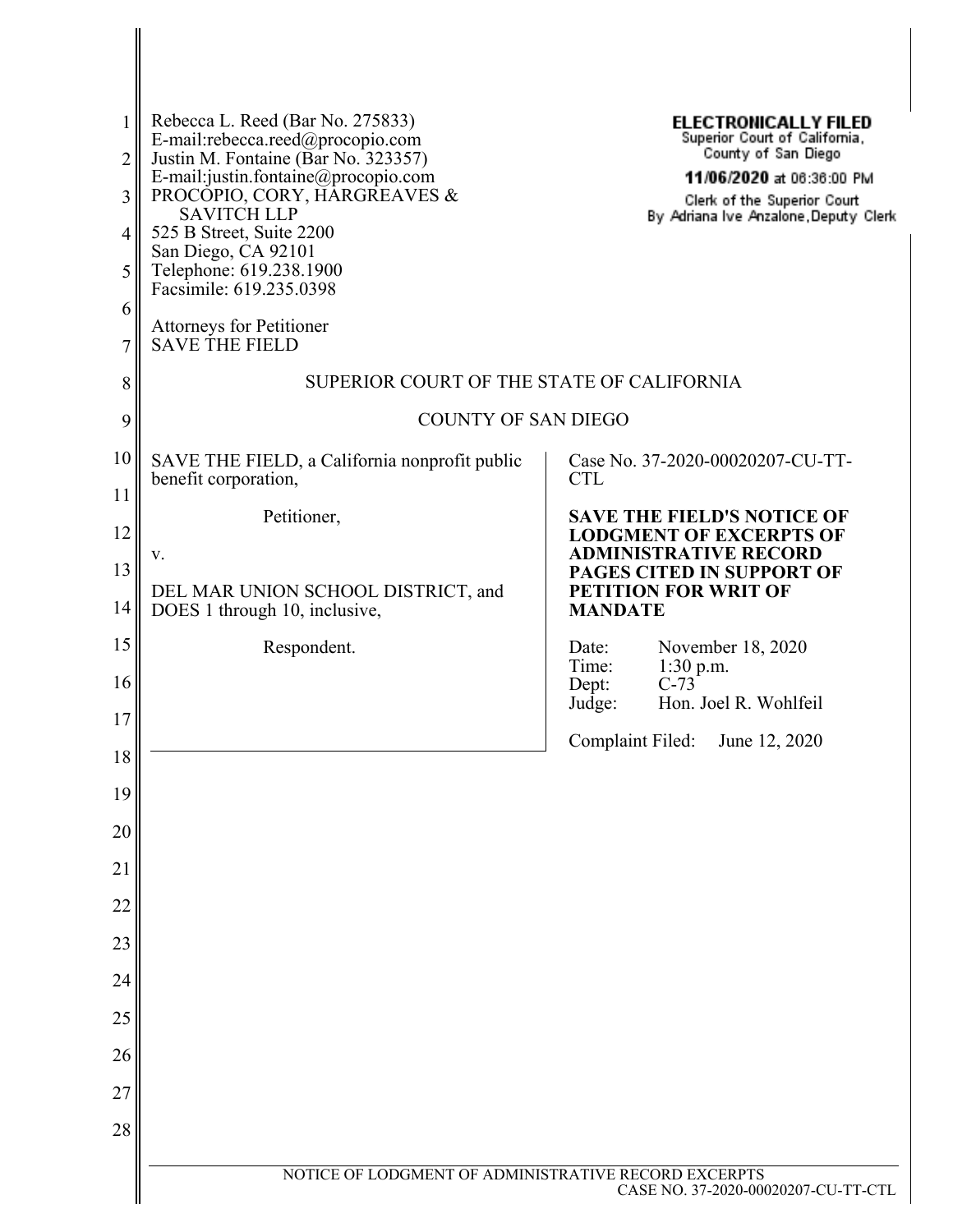Rebecca L. Reed (Bar No. 275833)
E-mail:rebecca.reed@procopio.com
Justin M. Fontaine (Bar No. 323357)
E-mail:justin.fontaine@procopio.com
PROCOPIO, CORY, HARGREAVES &
SAVITCH LLP
525 B Street, Suite 2200
San Diego, CA 92101
Telephone: 619.238.1900
Facsimile: 619.235.0398

Attorneys for Petitioner
SAVE THE FIELD

**ELECTRONICALLY FILED**
Superior Court of California,
County of San Diego
**11/06/2020** at 06:36:00 PM
Clerk of the Superior Court
By Adriana Ive Anzalone,Deputy Clerk

SUPERIOR COURT OF THE STATE OF CALIFORNIA

COUNTY OF SAN DIEGO

| | |
|---|---|
| SAVE THE FIELD, a California nonprofit public benefit corporation,<br><br>Petitioner,<br><br>v.<br><br>DEL MAR UNION SCHOOL DISTRICT, and DOES 1 through 10, inclusive,<br><br>Respondent. | Case No. 37-2020-00020207-CU-TT-CTL<br><br>**SAVE THE FIELD'S NOTICE OF LODGMENT OF EXCERPTS OF ADMINISTRATIVE RECORD PAGES CITED IN SUPPORT OF PETITION FOR WRIT OF MANDATE**<br><br>Date: November 18, 2020<br>Time: 1:30 p.m.<br>Dept: C-73<br>Judge: Hon. Joel R. Wohlfeil<br><br>Complaint Filed: June 12, 2020 |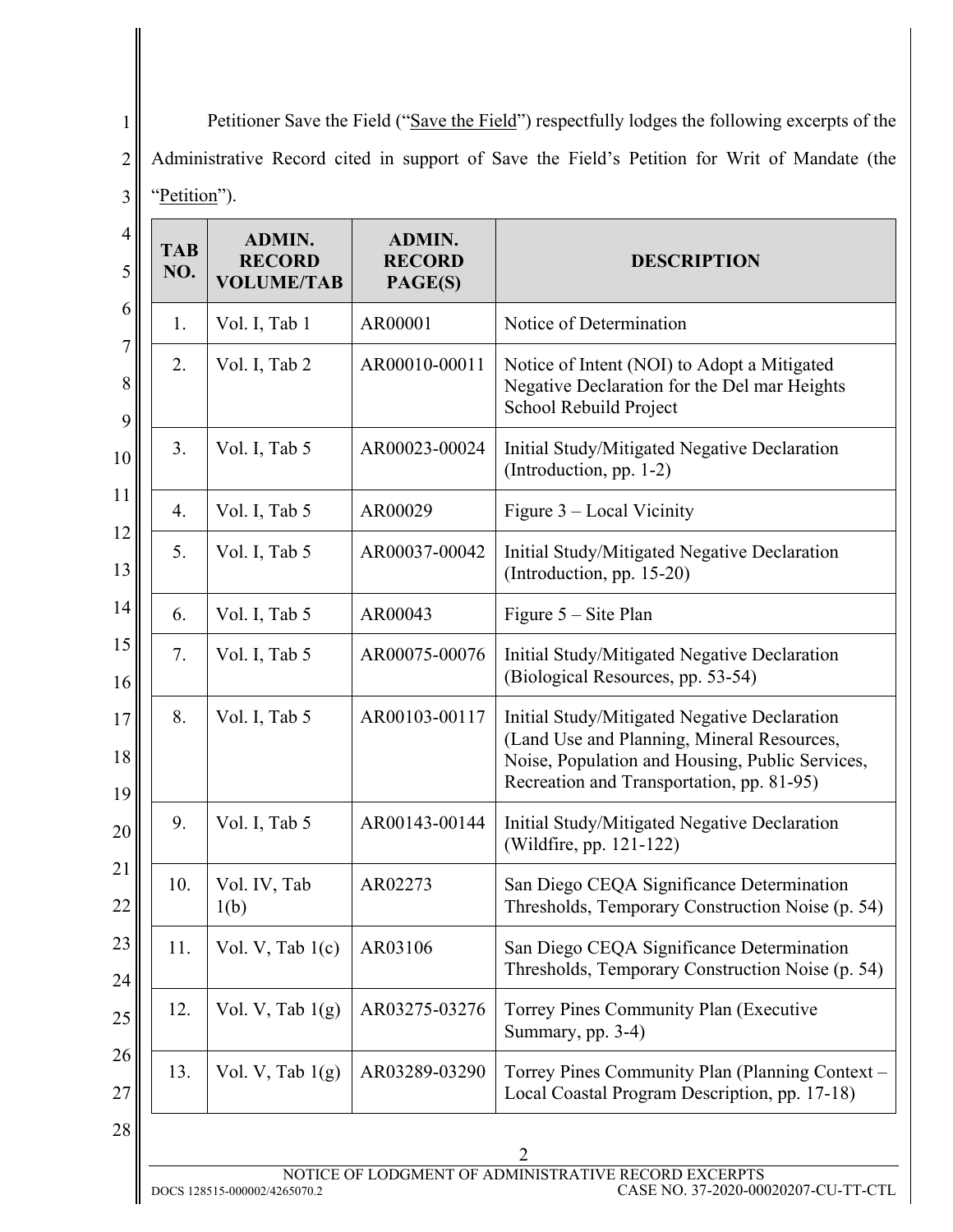Petitioner Save the Field ("Save the Field") respectfully lodges the following excerpts of the Administrative Record cited in support of Save the Field's Petition for Writ of Mandate (the "Petition").

| TAB NO. | ADMIN. RECORD VOLUME/TAB | ADMIN. RECORD PAGE(S) | DESCRIPTION |
|---|---|---|---|
| 1. | Vol. I, Tab 1 | AR00001 | Notice of Determination |
| 2. | Vol. I, Tab 2 | AR00010-00011 | Notice of Intent (NOI) to Adopt a Mitigated Negative Declaration for the Del mar Heights School Rebuild Project |
| 3. | Vol. I, Tab 5 | AR00023-00024 | Initial Study/Mitigated Negative Declaration (Introduction, pp. 1-2) |
| 4. | Vol. I, Tab 5 | AR00029 | Figure 3 – Local Vicinity |
| 5. | Vol. I, Tab 5 | AR00037-00042 | Initial Study/Mitigated Negative Declaration (Introduction, pp. 15-20) |
| 6. | Vol. I, Tab 5 | AR00043 | Figure 5 – Site Plan |
| 7. | Vol. I, Tab 5 | AR00075-00076 | Initial Study/Mitigated Negative Declaration (Biological Resources, pp. 53-54) |
| 8. | Vol. I, Tab 5 | AR00103-00117 | Initial Study/Mitigated Negative Declaration (Land Use and Planning, Mineral Resources, Noise, Population and Housing, Public Services, Recreation and Transportation, pp. 81-95) |
| 9. | Vol. I, Tab 5 | AR00143-00144 | Initial Study/Mitigated Negative Declaration (Wildfire, pp. 121-122) |
| 10. | Vol. IV, Tab 1(b) | AR02273 | San Diego CEQA Significance Determination Thresholds, Temporary Construction Noise (p. 54) |
| 11. | Vol. V, Tab 1(c) | AR03106 | San Diego CEQA Significance Determination Thresholds, Temporary Construction Noise (p. 54) |
| 12. | Vol. V, Tab 1(g) | AR03275-03276 | Torrey Pines Community Plan (Executive Summary, pp. 3-4) |
| 13. | Vol. V, Tab 1(g) | AR03289-03290 | Torrey Pines Community Plan (Planning Context – Local Coastal Program Description, pp. 17-18) |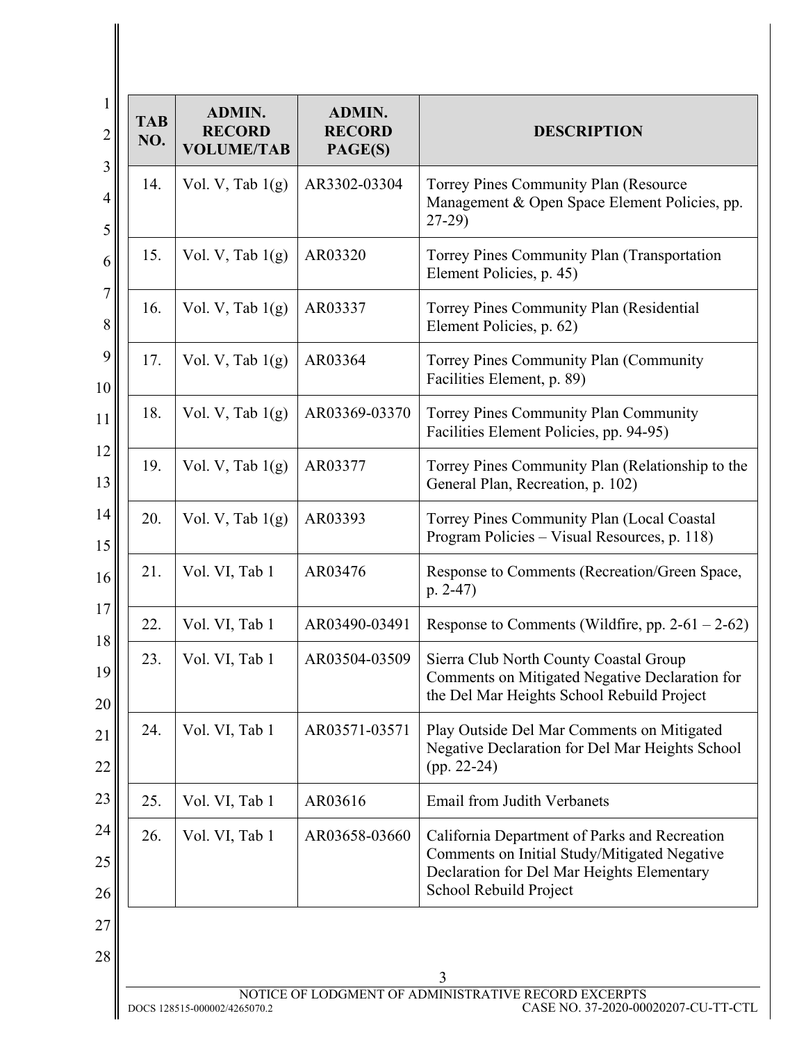| TAB NO. | ADMIN. RECORD VOLUME/TAB | ADMIN. RECORD PAGE(S) | DESCRIPTION |
|---|---|---|---|
| 14. | Vol. V, Tab 1(g) | AR3302-03304 | Torrey Pines Community Plan (Resource Management & Open Space Element Policies, pp. 27-29) |
| 15. | Vol. V, Tab 1(g) | AR03320 | Torrey Pines Community Plan (Transportation Element Policies, p. 45) |
| 16. | Vol. V, Tab 1(g) | AR03337 | Torrey Pines Community Plan (Residential Element Policies, p. 62) |
| 17. | Vol. V, Tab 1(g) | AR03364 | Torrey Pines Community Plan (Community Facilities Element, p. 89) |
| 18. | Vol. V, Tab 1(g) | AR03369-03370 | Torrey Pines Community Plan Community Facilities Element Policies, pp. 94-95) |
| 19. | Vol. V, Tab 1(g) | AR03377 | Torrey Pines Community Plan (Relationship to the General Plan, Recreation, p. 102) |
| 20. | Vol. V, Tab 1(g) | AR03393 | Torrey Pines Community Plan (Local Coastal Program Policies – Visual Resources, p. 118) |
| 21. | Vol. VI, Tab 1 | AR03476 | Response to Comments (Recreation/Green Space, p. 2-47) |
| 22. | Vol. VI, Tab 1 | AR03490-03491 | Response to Comments (Wildfire, pp. 2-61 – 2-62) |
| 23. | Vol. VI, Tab 1 | AR03504-03509 | Sierra Club North County Coastal Group Comments on Mitigated Negative Declaration for the Del Mar Heights School Rebuild Project |
| 24. | Vol. VI, Tab 1 | AR03571-03571 | Play Outside Del Mar Comments on Mitigated Negative Declaration for Del Mar Heights School (pp. 22-24) |
| 25. | Vol. VI, Tab 1 | AR03616 | Email from Judith Verbanets |
| 26. | Vol. VI, Tab 1 | AR03658-03660 | California Department of Parks and Recreation Comments on Initial Study/Mitigated Negative Declaration for Del Mar Heights Elementary School Rebuild Project |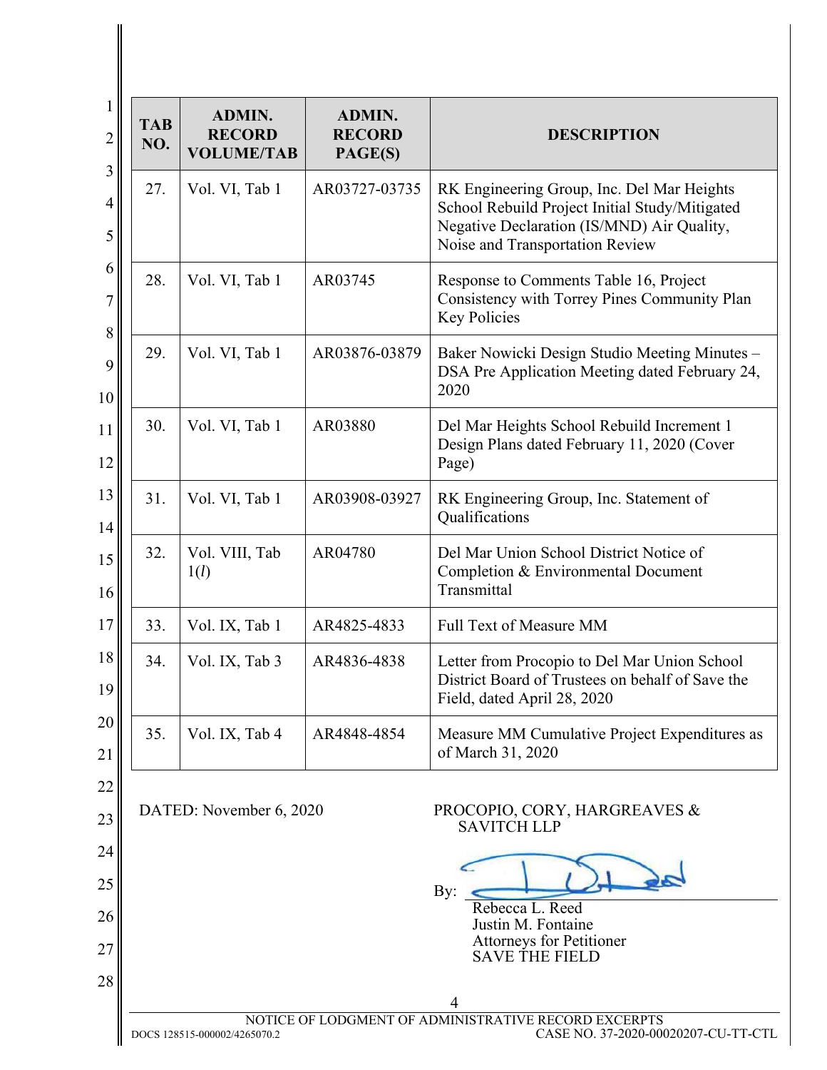| TAB NO. | ADMIN. RECORD VOLUME/TAB | ADMIN. RECORD PAGE(S) | DESCRIPTION |
|---|---|---|---|
| 27. | Vol. VI, Tab 1 | AR03727-03735 | RK Engineering Group, Inc. Del Mar Heights School Rebuild Project Initial Study/Mitigated Negative Declaration (IS/MND) Air Quality, Noise and Transportation Review |
| 28. | Vol. VI, Tab 1 | AR03745 | Response to Comments Table 16, Project Consistency with Torrey Pines Community Plan Key Policies |
| 29. | Vol. VI, Tab 1 | AR03876-03879 | Baker Nowicki Design Studio Meeting Minutes – DSA Pre Application Meeting dated February 24, 2020 |
| 30. | Vol. VI, Tab 1 | AR03880 | Del Mar Heights School Rebuild Increment 1 Design Plans dated February 11, 2020 (Cover Page) |
| 31. | Vol. VI, Tab 1 | AR03908-03927 | RK Engineering Group, Inc. Statement of Qualifications |
| 32. | Vol. VIII, Tab 1(*l*) | AR04780 | Del Mar Union School District Notice of Completion & Environmental Document Transmittal |
| 33. | Vol. IX, Tab 1 | AR4825-4833 | Full Text of Measure MM |
| 34. | Vol. IX, Tab 3 | AR4836-4838 | Letter from Procopio to Del Mar Union School District Board of Trustees on behalf of Save the Field, dated April 28, 2020 |
| 35. | Vol. IX, Tab 4 | AR4848-4854 | Measure MM Cumulative Project Expenditures as of March 31, 2020 |

DATED: November 6, 2020

PROCOPIO, CORY, HARGREAVES & SAVITCH LLP

By: ______________________

Rebecca L. Reed
Justin M. Fontaine
Attorneys for Petitioner
SAVE THE FIELD

NOTICE OF LODGMENT OF ADMINISTRATIVE RECORD EXCERPTS

DOCS 128515-000002/4265070.2 CASE NO. 37-2020-00020207-CU-TT-CTL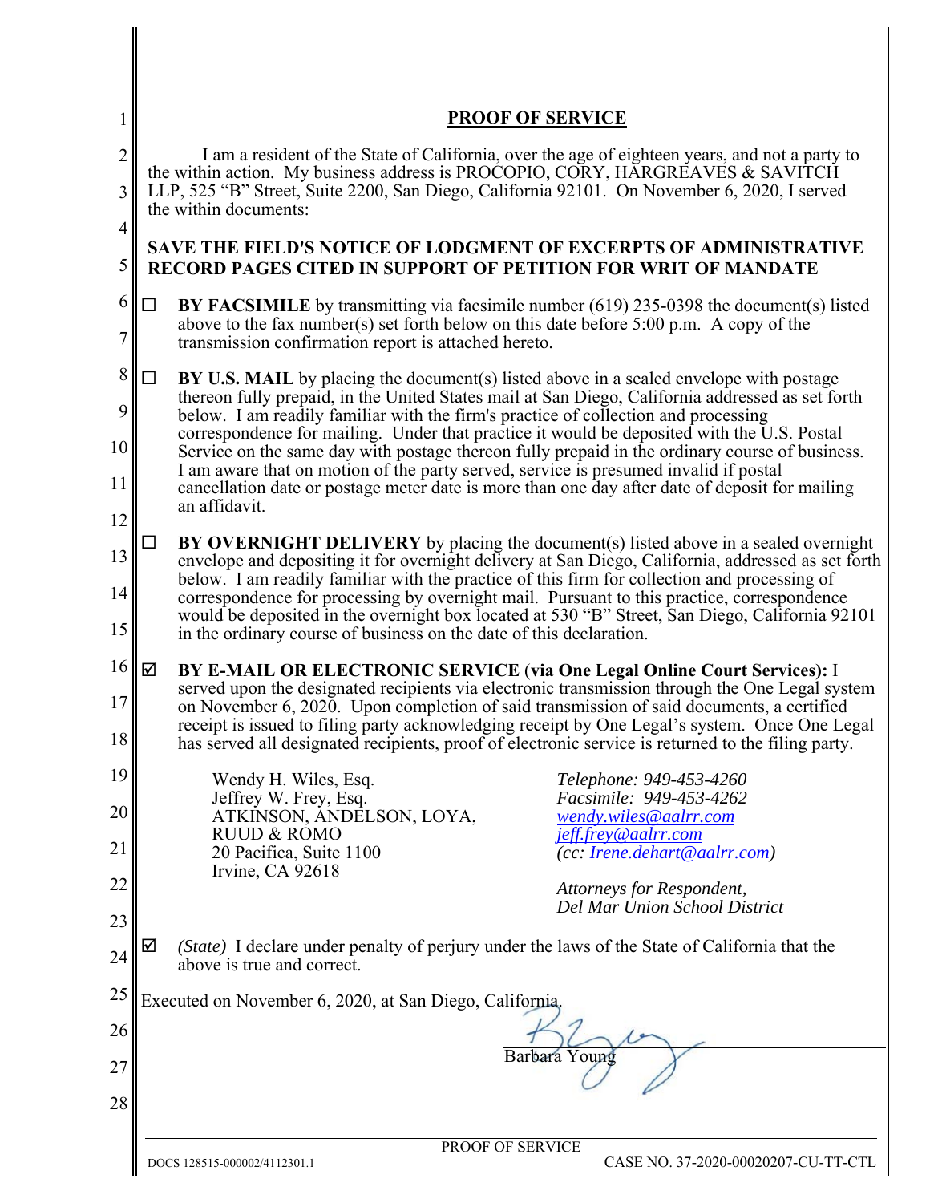## PROOF OF SERVICE

I am a resident of the State of California, over the age of eighteen years, and not a party to the within action. My business address is PROCOPIO, CORY, HARGREAVES & SAVITCH LLP, 525 "B" Street, Suite 2200, San Diego, California 92101. On November 6, 2020, I served the within documents:

**SAVE THE FIELD'S NOTICE OF LODGMENT OF EXCERPTS OF ADMINISTRATIVE RECORD PAGES CITED IN SUPPORT OF PETITION FOR WRIT OF MANDATE**

☐ **BY FACSIMILE** by transmitting via facsimile number (619) 235-0398 the document(s) listed above to the fax number(s) set forth below on this date before 5:00 p.m. A copy of the transmission confirmation report is attached hereto.

☐ **BY U.S. MAIL** by placing the document(s) listed above in a sealed envelope with postage thereon fully prepaid, in the United States mail at San Diego, California addressed as set forth below. I am readily familiar with the firm's practice of collection and processing correspondence for mailing. Under that practice it would be deposited with the U.S. Postal Service on the same day with postage thereon fully prepaid in the ordinary course of business. I am aware that on motion of the party served, service is presumed invalid if postal cancellation date or postage meter date is more than one day after date of deposit for mailing an affidavit.

☐ **BY OVERNIGHT DELIVERY** by placing the document(s) listed above in a sealed overnight envelope and depositing it for overnight delivery at San Diego, California, addressed as set forth below. I am readily familiar with the practice of this firm for collection and processing of correspondence for processing by overnight mail. Pursuant to this practice, correspondence would be deposited in the overnight box located at 530 "B" Street, San Diego, California 92101 in the ordinary course of business on the date of this declaration.

☑ **BY E-MAIL OR ELECTRONIC SERVICE (via One Legal Online Court Services):** I served upon the designated recipients via electronic transmission through the One Legal system on November 6, 2020. Upon completion of said transmission of said documents, a certified receipt is issued to filing party acknowledging receipt by One Legal's system. Once One Legal has served all designated recipients, proof of electronic service is returned to the filing party.

| | |
|---|---|
| Wendy H. Wiles, Esq.<br>Jeffrey W. Frey, Esq.<br>ATKINSON, ANDELSON, LOYA, RUUD & ROMO<br>20 Pacifica, Suite 1100<br>Irvine, CA 92618 | *Telephone: 949-453-4260*<br>*Facsimile: 949-453-4262*<br>*wendy.wiles@aalrr.com*<br>*jeff.frey@aalrr.com*<br>*(cc: Irene.dehart@aalrr.com)*<br><br>*Attorneys for Respondent, Del Mar Union School District* |

☑ *(State)* I declare under penalty of perjury under the laws of the State of California that the above is true and correct.

Executed on November 6, 2020, at San Diego, California.

Barbara Young